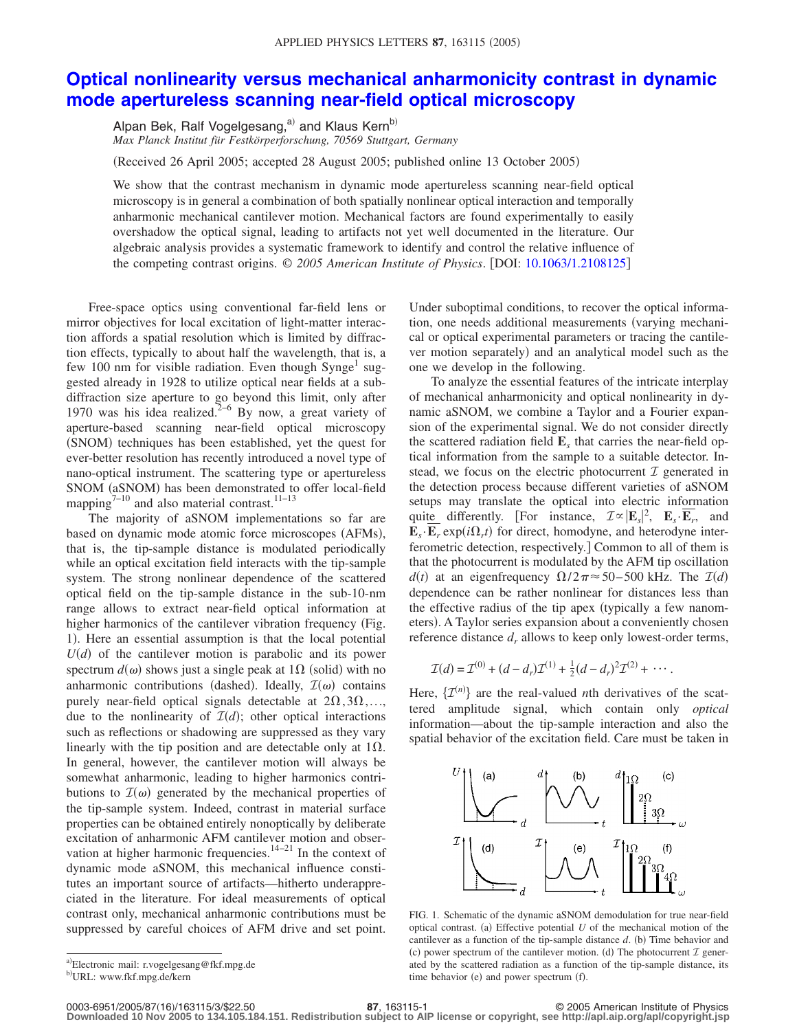# Optical nonlinearity versus mechanical anharmonicity contrast in dynamic mode apertureless scanning near-field optical microscopy

Alpan Bek, Ralf Vogelgesang,[a] and Klaus Kern[b]

*Max Planck Institut für Festkörperforschung, 70569 Stuttgart, Germany*

(Received 26 April 2005; accepted 28 August 2005; published online 13 October 2005)

We show that the contrast mechanism in dynamic mode apertureless scanning near-field optical microscopy is in general a combination of both spatially nonlinear optical interaction and temporally anharmonic mechanical cantilever motion. Mechanical factors are found experimentally to easily overshadow the optical signal, leading to artifacts not yet well documented in the literature. Our algebraic analysis provides a systematic framework to identify and control the relative influence of the competing contrast origins. © *2005 American Institute of Physics*. [DOI: 10.1063/1.2108125]

Free-space optics using conventional far-field lens or mirror objectives for local excitation of light-matter interaction affords a spatial resolution which is limited by diffraction effects, typically to about half the wavelength, that is, a few 100 nm for visible radiation. Even though Synge[1] suggested already in 1928 to utilize optical near fields at a subdiffraction size aperture to go beyond this limit, only after 1970 was his idea realized.[2–6] By now, a great variety of aperture-based scanning near-field optical microscopy (SNOM) techniques has been established, yet the quest for ever-better resolution has recently introduced a novel type of nano-optical instrument. The scattering type or apertureless SNOM (aSNOM) has been demonstrated to offer local-field mapping[7–10] and also material contrast.[11–13]

The majority of aSNOM implementations so far are based on dynamic mode atomic force microscopes (AFMs), that is, the tip-sample distance is modulated periodically while an optical excitation field interacts with the tip-sample system. The strong nonlinear dependence of the scattered optical field on the tip-sample distance in the sub-10-nm range allows to extract near-field optical information at higher harmonics of the cantilever vibration frequency (Fig. 1). Here an essential assumption is that the local potential $U(d)$ of the cantilever motion is parabolic and its power spectrum $d(\omega)$ shows just a single peak at $1\Omega$ (solid) with no anharmonic contributions (dashed). Ideally, $\mathcal{I}(\omega)$ contains purely near-field optical signals detectable at $2\Omega, 3\Omega, \ldots$, due to the nonlinearity of $\mathcal{I}(d)$; other optical interactions such as reflections or shadowing are suppressed as they vary linearly with the tip position and are detectable only at $1\Omega$. In general, however, the cantilever motion will always be somewhat anharmonic, leading to higher harmonics contributions to $\mathcal{I}(\omega)$ generated by the mechanical properties of the tip-sample system. Indeed, contrast in material surface properties can be obtained entirely nonoptically by deliberate excitation of anharmonic AFM cantilever motion and observation at higher harmonic frequencies.[14–21] In the context of dynamic mode aSNOM, this mechanical influence constitutes an important source of artifacts—hitherto underappreciated in the literature. For ideal measurements of optical contrast only, mechanical anharmonic contributions must be suppressed by careful choices of AFM drive and set point. Under suboptimal conditions, to recover the optical information, one needs additional measurements (varying mechanical or optical experimental parameters or tracing the cantilever motion separately) and an analytical model such as the one we develop in the following.

To analyze the essential features of the intricate interplay of mechanical anharmonicity and optical nonlinearity in dynamic aSNOM, we combine a Taylor and a Fourier expansion of the experimental signal. We do not consider directly the scattered radiation field $\mathbf{E}_s$ that carries the near-field optical information from the sample to a suitable detector. Instead, we focus on the electric photocurrent $\mathcal{I}$ generated in the detection process because different varieties of aSNOM setups may translate the optical into electric information quite differently. [For instance, $\mathcal{I} \propto |\mathbf{E}_s|^2$, $\mathbf{E}_s \cdot \overline{\mathbf{E}_r}$, and $\mathbf{E}_s \cdot \overline{\mathbf{E}_r} \exp(i\Omega_r t)$ for direct, homodyne, and heterodyne interferometric detection, respectively.] Common to all of them is that the photocurrent is modulated by the AFM tip oscillation $d(t)$ at an eigenfrequency $\Omega/2\pi \approx 50$–$500$ kHz. The $\mathcal{I}(d)$ dependence can be rather nonlinear for distances less than the effective radius of the tip apex (typically a few nanometers). A Taylor series expansion about a conveniently chosen reference distance $d_r$ allows to keep only lowest-order terms,

$$\mathcal{I}(d) = \mathcal{I}^{(0)} + (d - d_r)\mathcal{I}^{(1)} + \tfrac{1}{2}(d - d_r)^2\mathcal{I}^{(2)} + \cdots .$$

Here, $\{\mathcal{I}^{(n)}\}$ are the real-valued $n$th derivatives of the scattered amplitude signal, which contain only *optical* information—about the tip-sample interaction and also the spatial behavior of the excitation field. Care must be taken in

FIG. 1. Schematic of the dynamic aSNOM demodulation for true near-field optical contrast. (a) Effective potential $U$ of the mechanical motion of the cantilever as a function of the tip-sample distance $d$. (b) Time behavior and (c) power spectrum of the cantilever motion. (d) The photocurrent $\mathcal{I}$ generated by the scattered radiation as a function of the tip-sample distance, its time behavior (e) and power spectrum (f).

[a]Electronic mail: r.vogelgesang@fkf.mpg.de

[b]URL: www.fkf.mpg.de/kern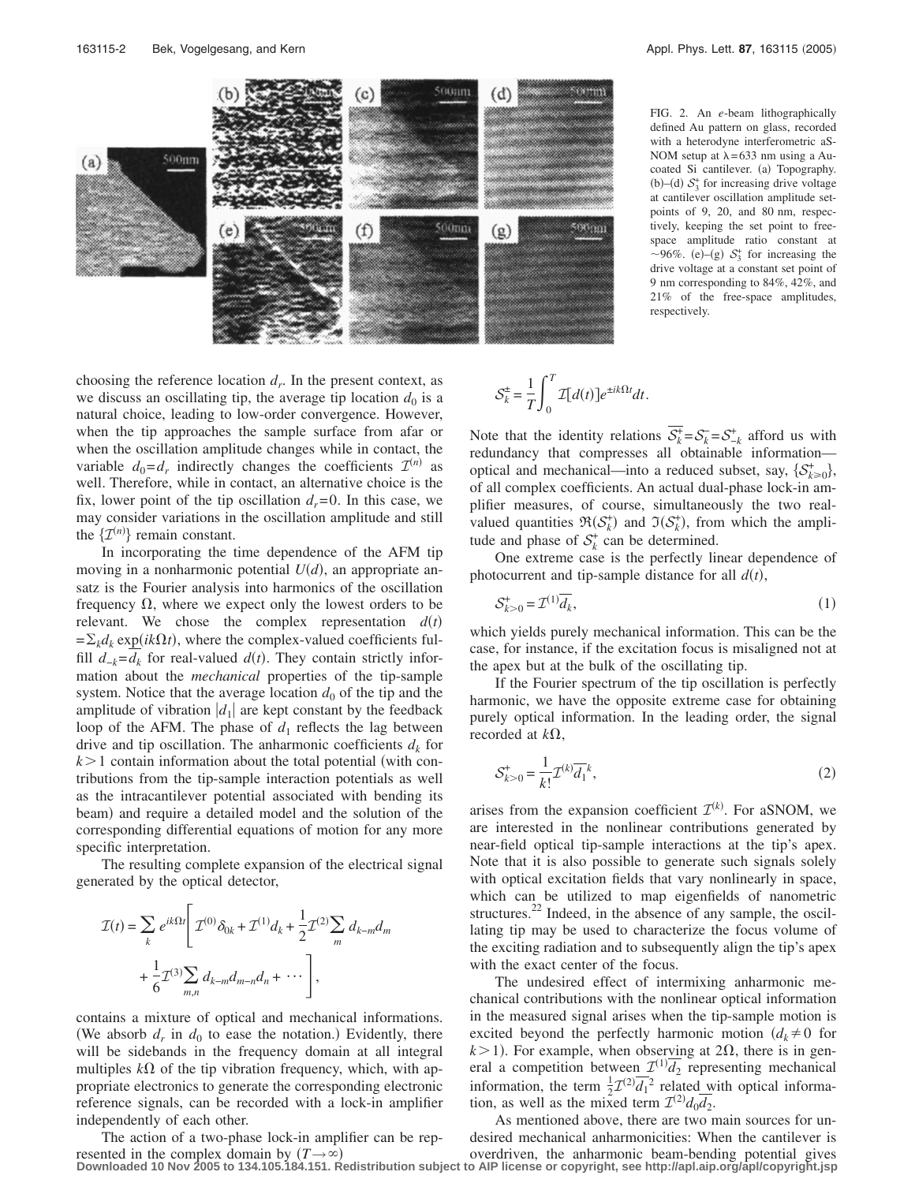FIG. 2. An *e*-beam lithographically defined Au pattern on glass, recorded with a heterodyne interferometric aSNOM setup at $\lambda = 633$ nm using a Au-coated Si cantilever. (a) Topography. (b)–(d) $\mathcal{S}_3^+$ for increasing drive voltage at cantilever oscillation amplitude set-points of 9, 20, and 80 nm, respectively, keeping the set point to free-space amplitude ratio constant at ~96%. (e)–(g) $\mathcal{S}_3^+$ for increasing the drive voltage at a constant set point of 9 nm corresponding to 84%, 42%, and 21% of the free-space amplitudes, respectively.

choosing the reference location $d_r$. In the present context, as we discuss an oscillating tip, the average tip location $d_0$ is a natural choice, leading to low-order convergence. However, when the tip approaches the sample surface from afar or when the oscillation amplitude changes while in contact, the variable $d_0 = d_r$ indirectly changes the coefficients $\mathcal{I}^{(n)}$ as well. Therefore, while in contact, an alternative choice is the fix, lower point of the tip oscillation $d_r = 0$. In this case, we may consider variations in the oscillation amplitude and still the $\{\mathcal{I}^{(n)}\}$ remain constant.

In incorporating the time dependence of the AFM tip moving in a nonharmonic potential $U(d)$, an appropriate ansatz is the Fourier analysis into harmonics of the oscillation frequency $\Omega$, where we expect only the lowest orders to be relevant. We chose the complex representation $d(t) = \Sigma_k d_k \exp(ik\Omega t)$, where the complex-valued coefficients fulfill $d_{-k} = \overline{d_k}$ for real-valued $d(t)$. They contain strictly information about the *mechanical* properties of the tip-sample system. Notice that the average location $d_0$ of the tip and the amplitude of vibration $|d_1|$ are kept constant by the feedback loop of the AFM. The phase of $d_1$ reflects the lag between drive and tip oscillation. The anharmonic coefficients $d_k$ for $k > 1$ contain information about the total potential (with contributions from the tip-sample interaction potentials as well as the intracantilever potential associated with bending its beam) and require a detailed model and the solution of the corresponding differential equations of motion for any more specific interpretation.

The resulting complete expansion of the electrical signal generated by the optical detector,

$$\mathcal{I}(t) = \sum_k e^{ik\Omega t}\left[\mathcal{I}^{(0)}\delta_{0k} + \mathcal{I}^{(1)}d_k + \frac{1}{2}\mathcal{I}^{(2)}\sum_m d_{k-m}d_m + \frac{1}{6}\mathcal{I}^{(3)}\sum_{m,n} d_{k-m}d_{m-n}d_n + \cdots\right],$$

contains a mixture of optical and mechanical informations. (We absorb $d_r$ in $d_0$ to ease the notation.) Evidently, there will be sidebands in the frequency domain at all integral multiples $k\Omega$ of the tip vibration frequency, which, with appropriate electronics to generate the corresponding electronic reference signals, can be recorded with a lock-in amplifier independently of each other.

The action of a two-phase lock-in amplifier can be represented in the complex domain by $(T \to \infty)$

$$\mathcal{S}_k^{\pm} = \frac{1}{T}\int_0^T \mathcal{I}[d(t)]e^{\pm ik\Omega t}dt.$$

Note that the identity relations $\overline{\mathcal{S}_k^+} = \mathcal{S}_k^- = \mathcal{S}_{-k}^+$ afford us with redundancy that compresses all obtainable information—optical and mechanical—into a reduced subset, say, $\{\mathcal{S}_{k\geq 0}^+\}$, of all complex coefficients. An actual dual-phase lock-in amplifier measures, of course, simultaneously the two real-valued quantities $\Re(\mathcal{S}_k^+)$ and $\Im(\mathcal{S}_k^+)$, from which the amplitude and phase of $\mathcal{S}_k^+$ can be determined.

One extreme case is the perfectly linear dependence of photocurrent and tip-sample distance for all $d(t)$,

$$\mathcal{S}_{k>0}^+ = \mathcal{I}^{(1)}\overline{d_k}, \tag{1}$$

which yields purely mechanical information. This can be the case, for instance, if the excitation focus is misaligned not at the apex but at the bulk of the oscillating tip.

If the Fourier spectrum of the tip oscillation is perfectly harmonic, we have the opposite extreme case for obtaining purely optical information. In the leading order, the signal recorded at $k\Omega$,

$$\mathcal{S}_{k>0}^+ = \frac{1}{k!}\mathcal{I}^{(k)}\overline{d_1}^k, \tag{2}$$

arises from the expansion coefficient $\mathcal{I}^{(k)}$. For aSNOM, we are interested in the nonlinear contributions generated by near-field optical tip-sample interactions at the tip's apex. Note that it is also possible to generate such signals solely with optical excitation fields that vary nonlinearly in space, which can be utilized to map eigenfields of nanometric structures.[22] Indeed, in the absence of any sample, the oscillating tip may be used to characterize the focus volume of the exciting radiation and to subsequently align the tip's apex with the exact center of the focus.

The undesired effect of intermixing anharmonic mechanical contributions with the nonlinear optical information in the measured signal arises when the tip-sample motion is excited beyond the perfectly harmonic motion ($d_k \neq 0$ for $k > 1$). For example, when observing at $2\Omega$, there is in general a competition between $\mathcal{I}^{(1)}\overline{d_2}$ representing mechanical information, the term $\frac{1}{2}\mathcal{I}^{(2)}\overline{d_1}^2$ related with optical information, as well as the mixed term $\mathcal{I}^{(2)}d_0\overline{d_2}$.

As mentioned above, there are two main sources for undesired mechanical anharmonicities: When the cantilever is overdriven, the anharmonic beam-bending potential gives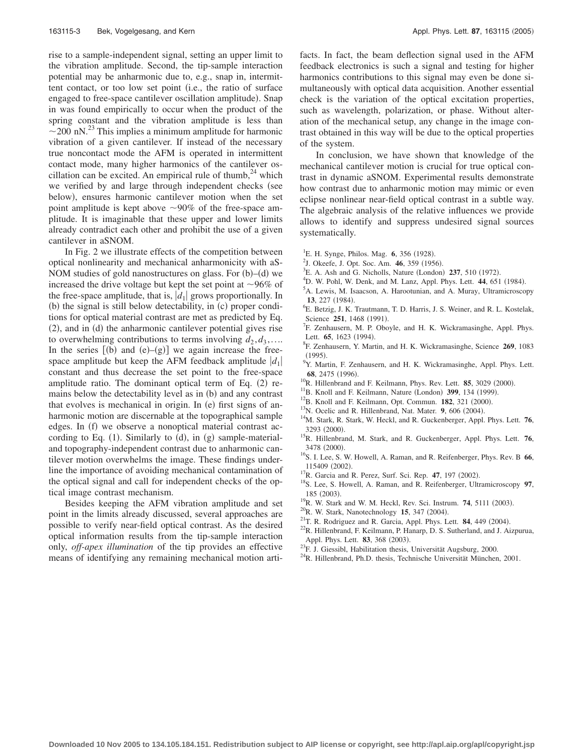rise to a sample-independent signal, setting an upper limit to the vibration amplitude. Second, the tip-sample interaction potential may be anharmonic due to, e.g., snap in, intermittent contact, or too low set point (i.e., the ratio of surface engaged to free-space cantilever oscillation amplitude). Snap in was found empirically to occur when the product of the spring constant and the vibration amplitude is less than $\sim$200 nN.[23] This implies a minimum amplitude for harmonic vibration of a given cantilever. If instead of the necessary true noncontact mode the AFM is operated in intermittent contact mode, many higher harmonics of the cantilever oscillation can be excited. An empirical rule of thumb,[24] which we verified by and large through independent checks (see below), ensures harmonic cantilever motion when the set point amplitude is kept above $\sim$90% of the free-space amplitude. It is imaginable that these upper and lower limits already contradict each other and prohibit the use of a given cantilever in aSNOM.

In Fig. 2 we illustrate effects of the competition between optical nonlinearity and mechanical anharmonicity with aSNOM studies of gold nanostructures on glass. For (b)–(d) we increased the drive voltage but kept the set point at $\sim$96% of the free-space amplitude, that is, $|d_1|$ grows proportionally. In (b) the signal is still below detectability, in (c) proper conditions for optical material contrast are met as predicted by Eq. (2), and in (d) the anharmonic cantilever potential gives rise to overwhelming contributions to terms involving $d_2, d_3, \ldots$. In the series [(b) and (e)–(g)] we again increase the free-space amplitude but keep the AFM feedback amplitude $|d_1|$ constant and thus decrease the set point to the free-space amplitude ratio. The dominant optical term of Eq. (2) remains below the detectability level as in (b) and any contrast that evolves is mechanical in origin. In (e) first signs of anharmonic motion are discernable at the topographical sample edges. In (f) we observe a nonoptical material contrast according to Eq. (1). Similarly to (d), in (g) sample-material- and topography-independent contrast due to anharmonic cantilever motion overwhelms the image. These findings underline the importance of avoiding mechanical contamination of the optical signal and call for independent checks of the optical image contrast mechanism.

Besides keeping the AFM vibration amplitude and set point in the limits already discussed, several approaches are possible to verify near-field optical contrast. As the desired optical information results from the tip-sample interaction only, *off-apex illumination* of the tip provides an effective means of identifying any remaining mechanical motion artifacts. In fact, the beam deflection signal used in the AFM feedback electronics is such a signal and testing for higher harmonics contributions to this signal may even be done simultaneously with optical data acquisition. Another essential check is the variation of the optical excitation properties, such as wavelength, polarization, or phase. Without alteration of the mechanical setup, any change in the image contrast obtained in this way will be due to the optical properties of the system.

In conclusion, we have shown that knowledge of the mechanical cantilever motion is crucial for true optical contrast in dynamic aSNOM. Experimental results demonstrate how contrast due to anharmonic motion may mimic or even eclipse nonlinear near-field optical contrast in a subtle way. The algebraic analysis of the relative influences we provide allows to identify and suppress undesired signal sources systematically.

[1] E. H. Synge, Philos. Mag. **6**, 356 (1928).
[2] J. Okeefe, J. Opt. Soc. Am. **46**, 359 (1956).
[3] E. A. Ash and G. Nicholls, Nature (London) **237**, 510 (1972).
[4] D. W. Pohl, W. Denk, and M. Lanz, Appl. Phys. Lett. **44**, 651 (1984).
[5] A. Lewis, M. Isaacson, A. Harootunian, and A. Muray, Ultramicroscopy **13**, 227 (1984).
[6] E. Betzig, J. K. Trautmann, T. D. Harris, J. S. Weiner, and R. L. Kostelak, Science **251**, 1468 (1991).
[7] F. Zenhausern, M. P. Oboyle, and H. K. Wickramasinghe, Appl. Phys. Lett. **65**, 1623 (1994).
[8] F. Zenhausern, Y. Martin, and H. K. Wickramasinghe, Science **269**, 1083 (1995).
[9] Y. Martin, F. Zenhausern, and H. K. Wickramasinghe, Appl. Phys. Lett. **68**, 2475 (1996).
[10] R. Hillenbrand and F. Keilmann, Phys. Rev. Lett. **85**, 3029 (2000).
[11] B. Knoll and F. Keilmann, Nature (London) **399**, 134 (1999).
[12] B. Knoll and F. Keilmann, Opt. Commun. **182**, 321 (2000).
[13] N. Ocelic and R. Hillenbrand, Nat. Mater. **9**, 606 (2004).
[14] M. Stark, R. Stark, W. Heckl, and R. Guckenberger, Appl. Phys. Lett. **76**, 3293 (2000).
[15] R. Hillenbrand, M. Stark, and R. Guckenberger, Appl. Phys. Lett. **76**, 3478 (2000).
[16] S. I. Lee, S. W. Howell, A. Raman, and R. Reifenberger, Phys. Rev. B **66**, 115409 (2002).
[17] R. Garcia and R. Perez, Surf. Sci. Rep. **47**, 197 (2002).
[18] S. Lee, S. Howell, A. Raman, and R. Reifenberger, Ultramicroscopy **97**, 185 (2003).
[19] R. W. Stark and W. M. Heckl, Rev. Sci. Instrum. **74**, 5111 (2003).
[20] R. W. Stark, Nanotechnology **15**, 347 (2004).
[21] T. R. Rodriguez and R. Garcia, Appl. Phys. Lett. **84**, 449 (2004).
[22] R. Hillenbrand, F. Keilmann, P. Hanarp, D. S. Sutherland, and J. Aizpurua, Appl. Phys. Lett. **83**, 368 (2003).
[23] F. J. Giessibl, Habilitation thesis, Universität Augsburg, 2000.
[24] R. Hillenbrand, Ph.D. thesis, Technische Universität München, 2001.